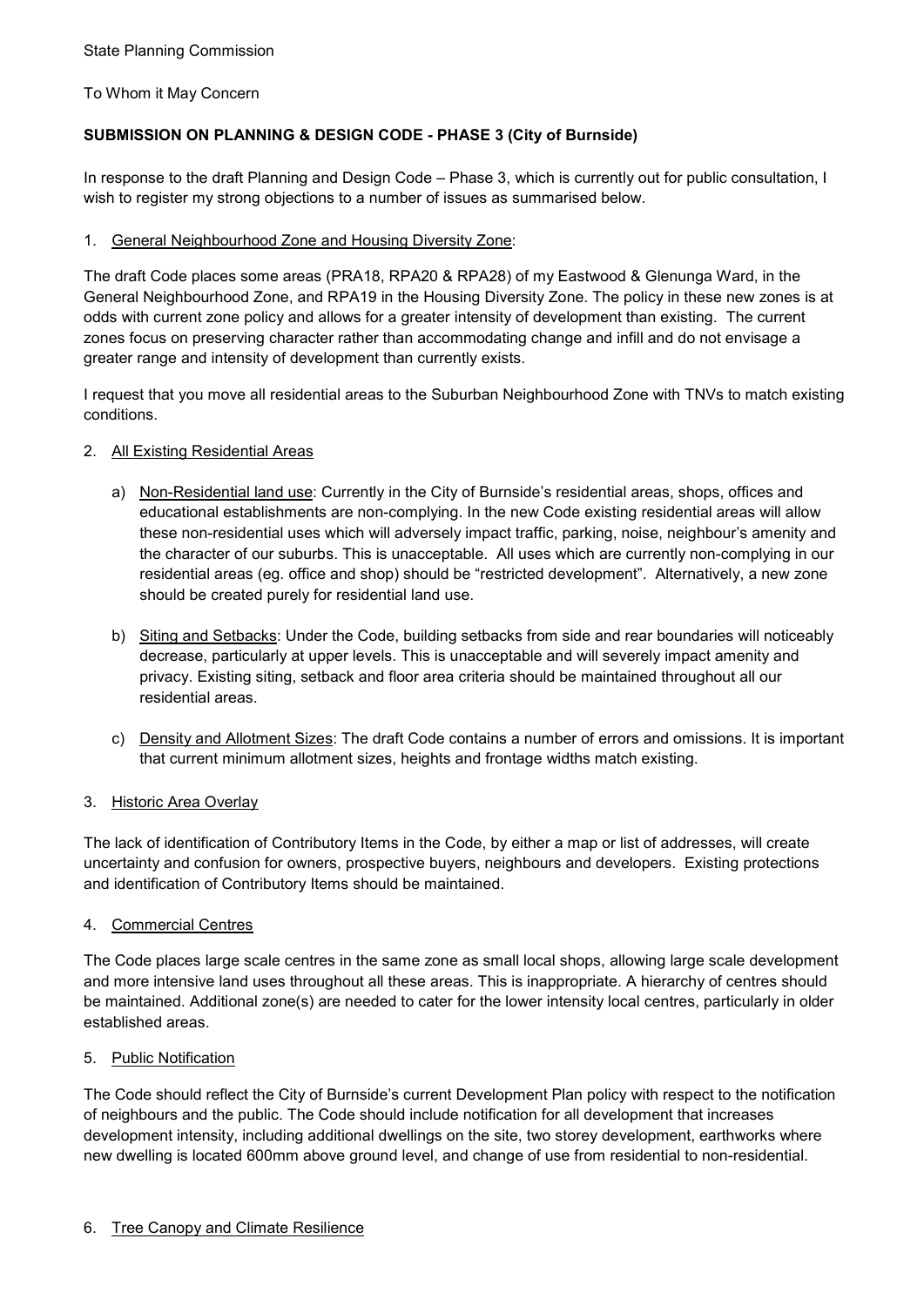State Planning Commission

To Whom it May Concern

**SUBMISSION ON PLANNING & DESIGN CODE - PHASE 3 (City of Burnside)**

In response to the draft Planning and Design Code – Phase 3, which is currently out for public consultation, I wish to register my strong objections to a number of issues as summarised below.

1. General Neighbourhood Zone and Housing Diversity Zone:

The draft Code places some areas (PRA18, RPA20 & RPA28) of my Eastwood & Glenunga Ward, in the General Neighbourhood Zone, and RPA19 in the Housing Diversity Zone. The policy in these new zones is at odds with current zone policy and allows for a greater intensity of development than existing. The current zones focus on preserving character rather than accommodating change and infill and do not envisage a greater range and intensity of development than currently exists.

I request that you move all residential areas to the Suburban Neighbourhood Zone with TNVs to match existing conditions.

2. All Existing Residential Areas

   a) Non-Residential land use: Currently in the City of Burnside's residential areas, shops, offices and educational establishments are non-complying. In the new Code existing residential areas will allow these non-residential uses which will adversely impact traffic, parking, noise, neighbour's amenity and the character of our suburbs. This is unacceptable. All uses which are currently non-complying in our residential areas (eg. office and shop) should be "restricted development". Alternatively, a new zone should be created purely for residential land use.

   b) Siting and Setbacks: Under the Code, building setbacks from side and rear boundaries will noticeably decrease, particularly at upper levels. This is unacceptable and will severely impact amenity and privacy. Existing siting, setback and floor area criteria should be maintained throughout all our residential areas.

   c) Density and Allotment Sizes: The draft Code contains a number of errors and omissions. It is important that current minimum allotment sizes, heights and frontage widths match existing.

3. Historic Area Overlay

The lack of identification of Contributory Items in the Code, by either a map or list of addresses, will create uncertainty and confusion for owners, prospective buyers, neighbours and developers. Existing protections and identification of Contributory Items should be maintained.

4. Commercial Centres

The Code places large scale centres in the same zone as small local shops, allowing large scale development and more intensive land uses throughout all these areas. This is inappropriate. A hierarchy of centres should be maintained. Additional zone(s) are needed to cater for the lower intensity local centres, particularly in older established areas.

5. Public Notification

The Code should reflect the City of Burnside's current Development Plan policy with respect to the notification of neighbours and the public. The Code should include notification for all development that increases development intensity, including additional dwellings on the site, two storey development, earthworks where new dwelling is located 600mm above ground level, and change of use from residential to non-residential.

6. Tree Canopy and Climate Resilience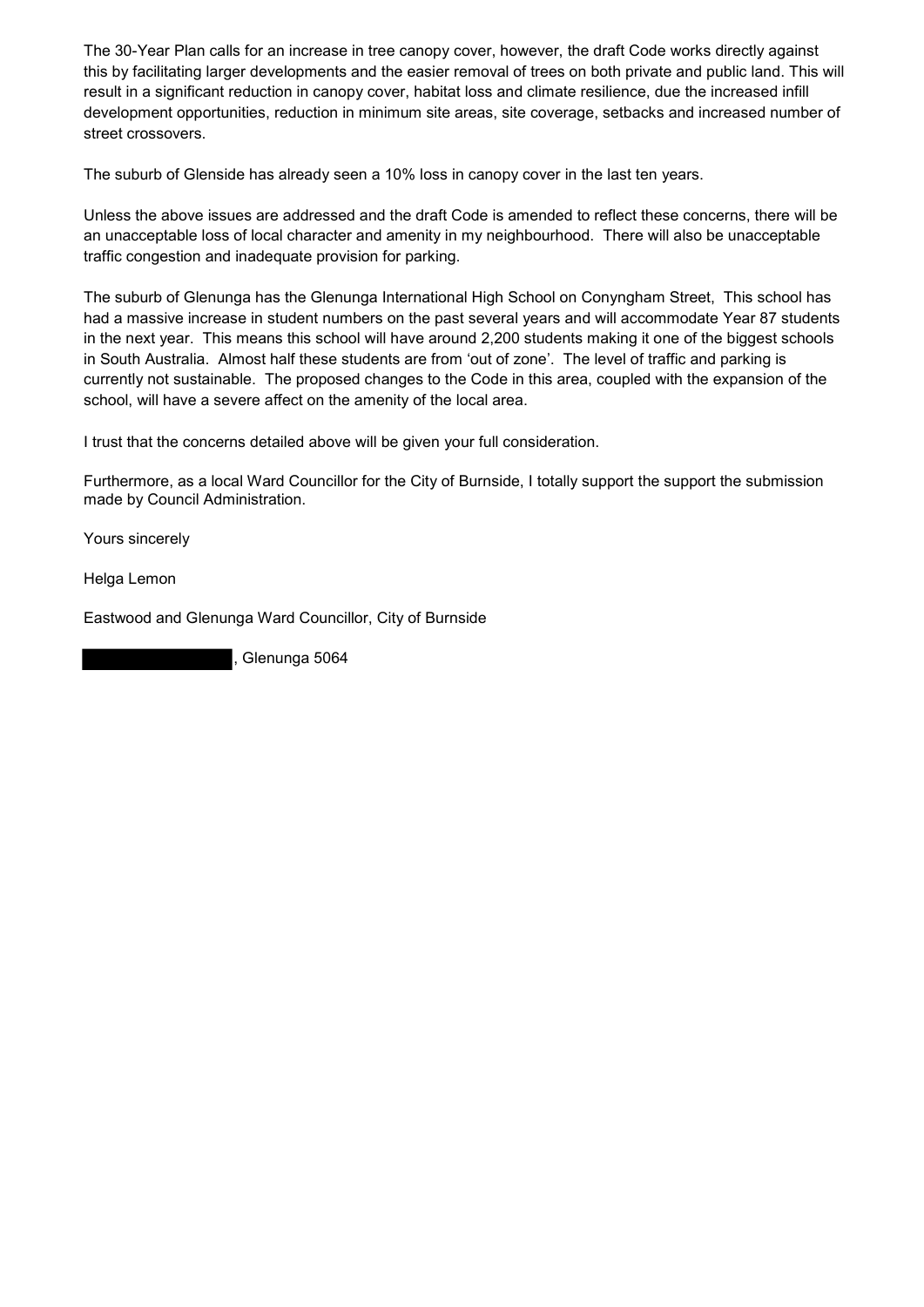The 30-Year Plan calls for an increase in tree canopy cover, however, the draft Code works directly against this by facilitating larger developments and the easier removal of trees on both private and public land. This will result in a significant reduction in canopy cover, habitat loss and climate resilience, due the increased infill development opportunities, reduction in minimum site areas, site coverage, setbacks and increased number of street crossovers.

The suburb of Glenside has already seen a 10% loss in canopy cover in the last ten years.

Unless the above issues are addressed and the draft Code is amended to reflect these concerns, there will be an unacceptable loss of local character and amenity in my neighbourhood. There will also be unacceptable traffic congestion and inadequate provision for parking.

The suburb of Glenunga has the Glenunga International High School on Conyngham Street, This school has had a massive increase in student numbers on the past several years and will accommodate Year 87 students in the next year. This means this school will have around 2,200 students making it one of the biggest schools in South Australia. Almost half these students are from 'out of zone'. The level of traffic and parking is currently not sustainable. The proposed changes to the Code in this area, coupled with the expansion of the school, will have a severe affect on the amenity of the local area.

I trust that the concerns detailed above will be given your full consideration.

Furthermore, as a local Ward Councillor for the City of Burnside, I totally support the support the submission made by Council Administration.

Yours sincerely

Helga Lemon

Eastwood and Glenunga Ward Councillor, City of Burnside

[REDACTED], Glenunga 5064